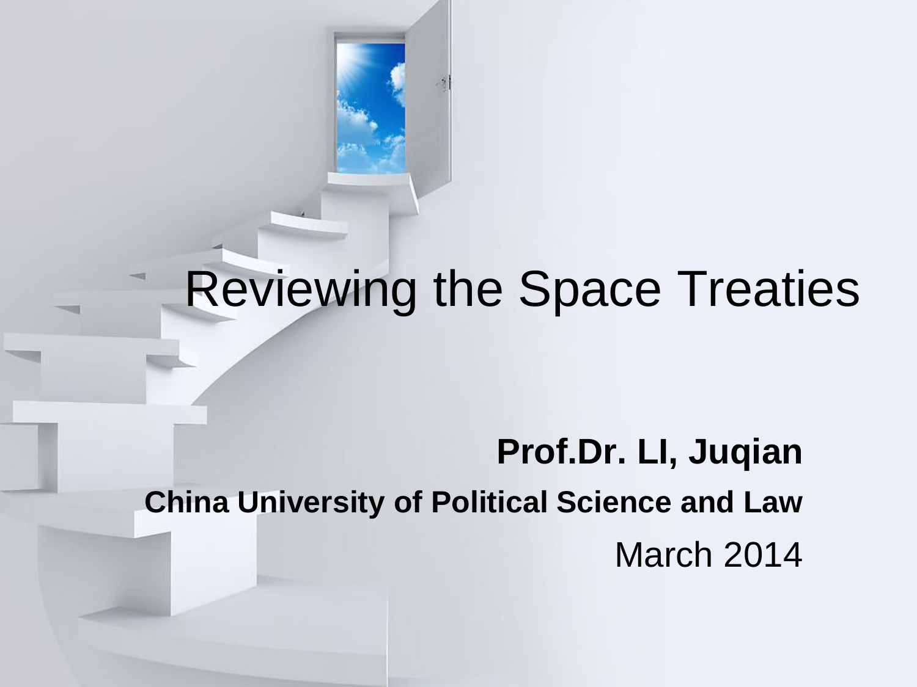# Reviewing the Space Treaties

**Prof.Dr. LI, Juqian**

**China University of Political Science and Law**

March 2014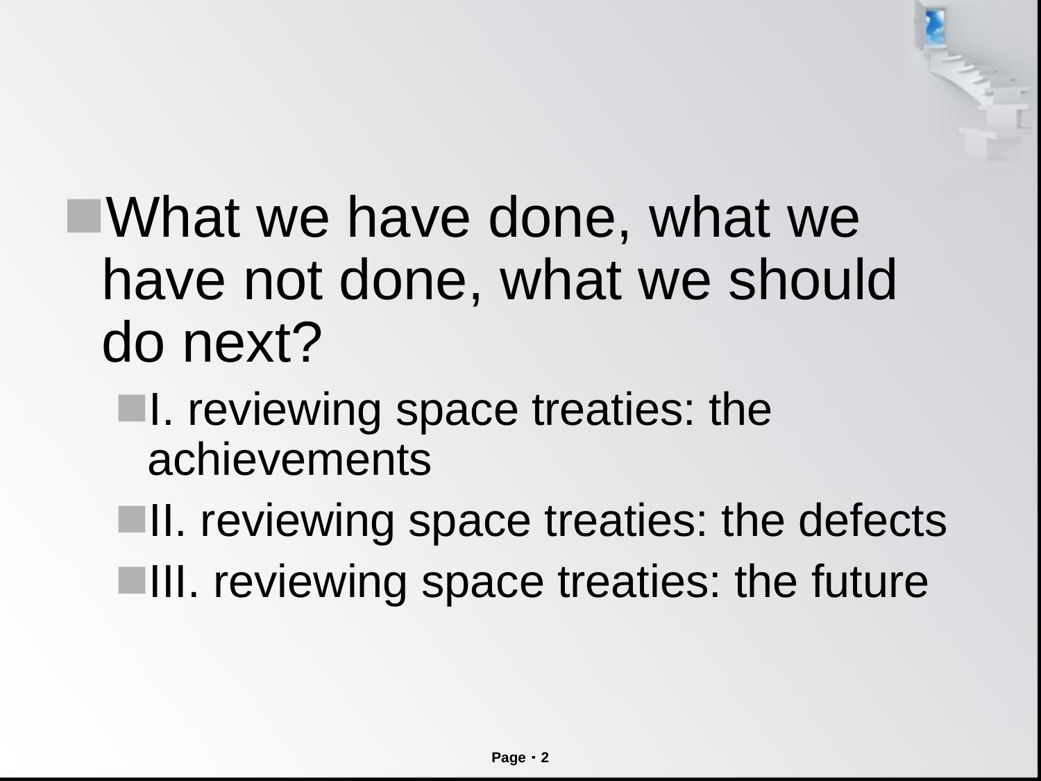- What we have done, what we have not done, what we should do next?
  - I. reviewing space treaties: the achievements
  - II. reviewing space treaties: the defects
  - III. reviewing space treaties: the future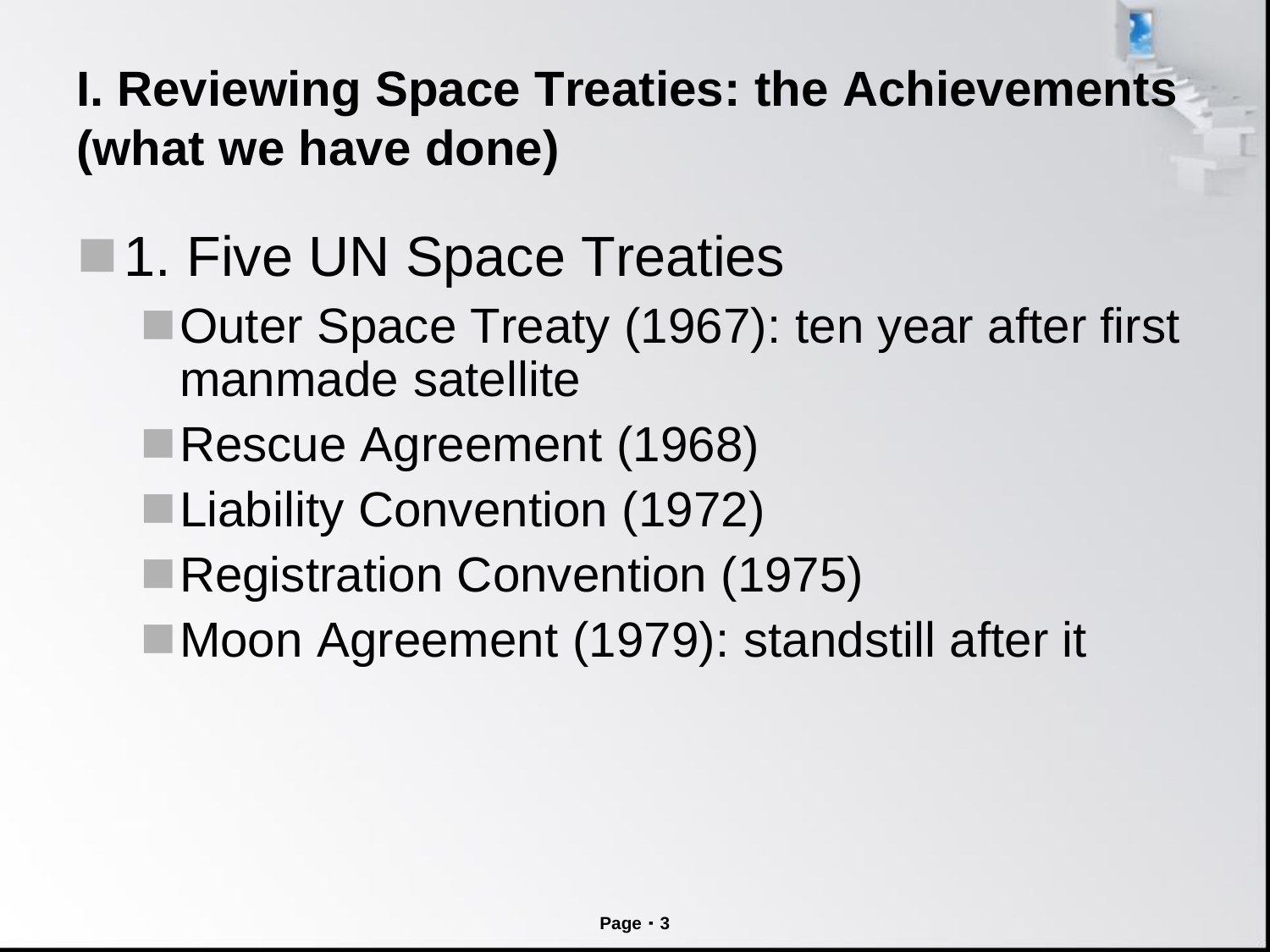# I. Reviewing Space Treaties: the Achievements (what we have done)

- 1. Five UN Space Treaties
  - Outer Space Treaty (1967): ten year after first manmade satellite
  - Rescue Agreement (1968)
  - Liability Convention (1972)
  - Registration Convention (1975)
  - Moon Agreement (1979): standstill after it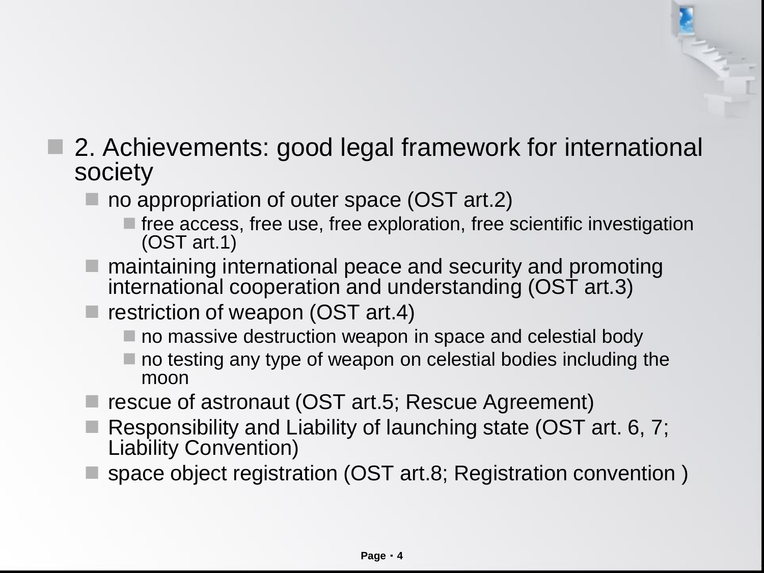- 2. Achievements: good legal framework for international society
  - no appropriation of outer space (OST art.2)
    - free access, free use, free exploration, free scientific investigation (OST art.1)
  - maintaining international peace and security and promoting international cooperation and understanding (OST art.3)
  - restriction of weapon (OST art.4)
    - no massive destruction weapon in space and celestial body
    - no testing any type of weapon on celestial bodies including the moon
  - rescue of astronaut (OST art.5; Rescue Agreement)
  - Responsibility and Liability of launching state (OST art. 6, 7; Liability Convention)
  - space object registration (OST art.8; Registration convention )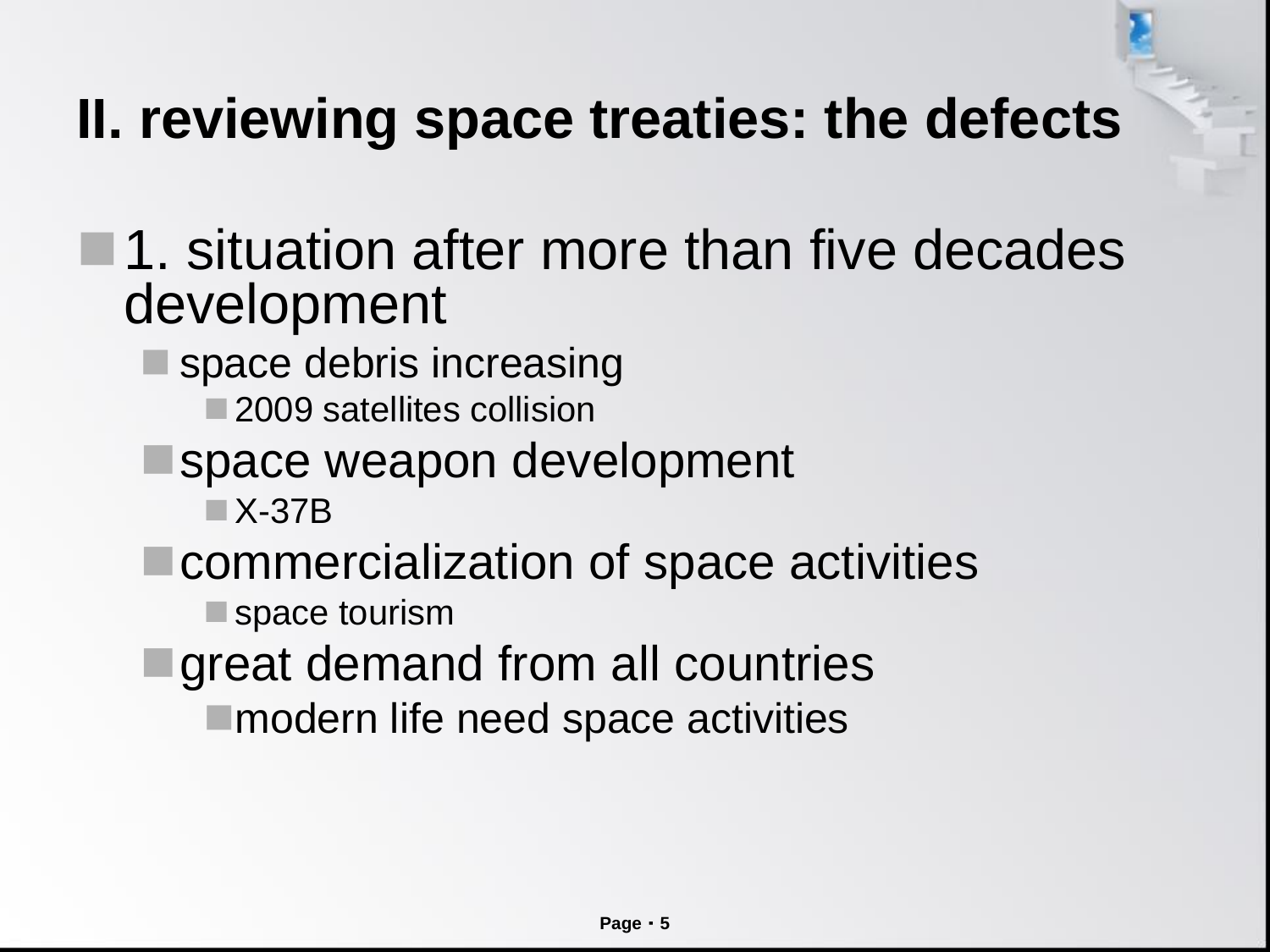# II. reviewing space treaties: the defects

- 1. situation after more than five decades development
  - space debris increasing
    - 2009 satellites collision
  - space weapon development
    - X-37B
  - commercialization of space activities
    - space tourism
  - great demand from all countries
    - modern life need space activities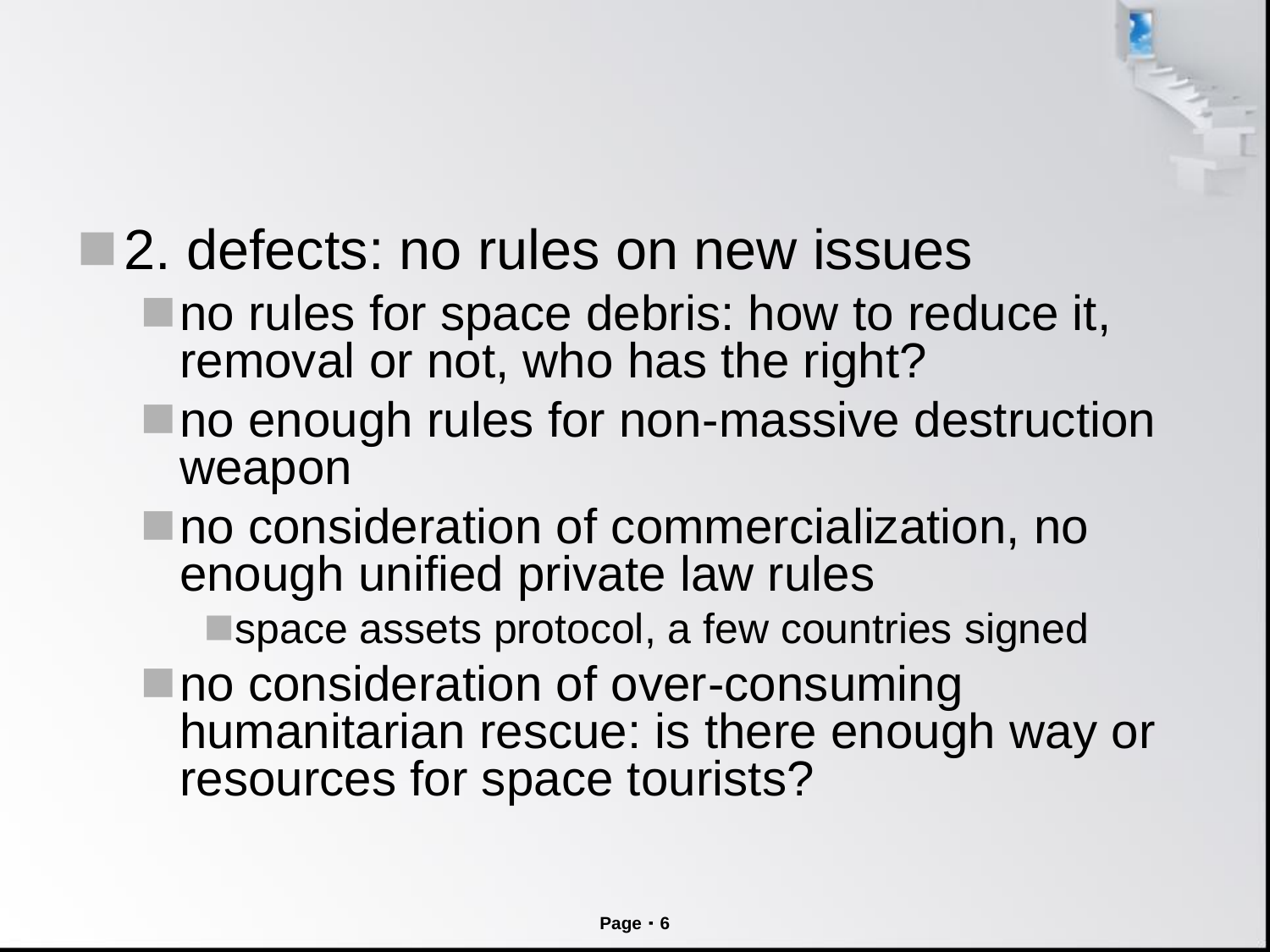- 2. defects: no rules on new issues
  - no rules for space debris: how to reduce it, removal or not, who has the right?
  - no enough rules for non-massive destruction weapon
  - no consideration of commercialization, no enough unified private law rules
    - space assets protocol, a few countries signed
  - no consideration of over-consuming humanitarian rescue: is there enough way or resources for space tourists?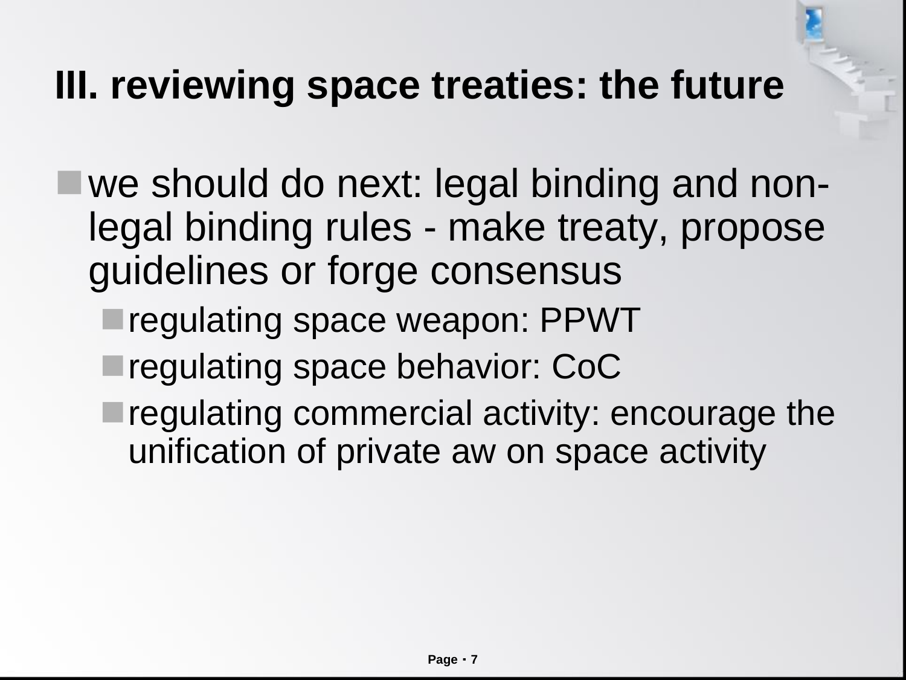# III. reviewing space treaties: the future

- we should do next: legal binding and non-legal binding rules - make treaty, propose guidelines or forge consensus
  - regulating space weapon: PPWT
  - regulating space behavior: CoC
  - regulating commercial activity: encourage the unification of private aw on space activity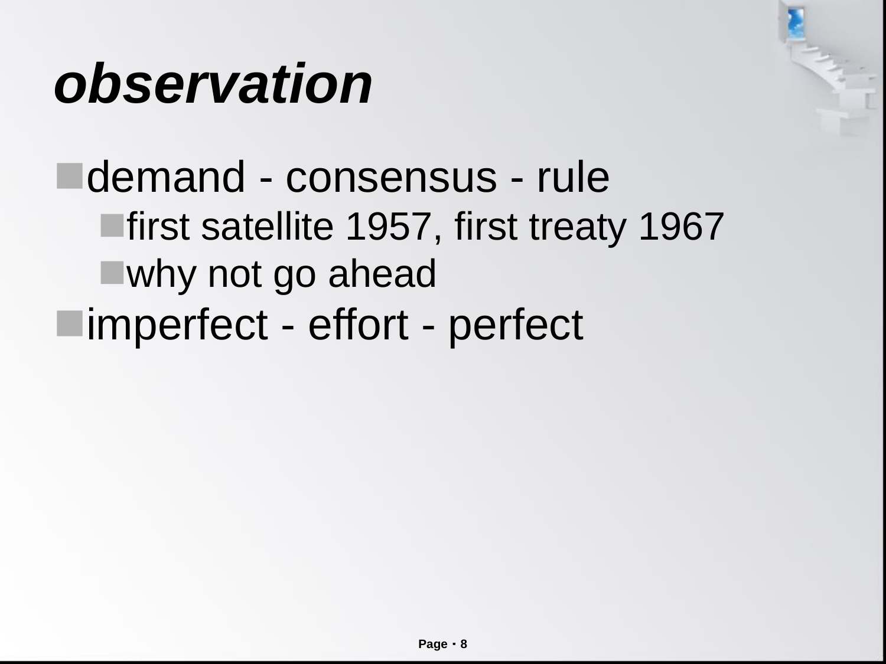# *observation*

- demand - consensus - rule
  - first satellite 1957, first treaty 1967
  - why not go ahead
- imperfect - effort - perfect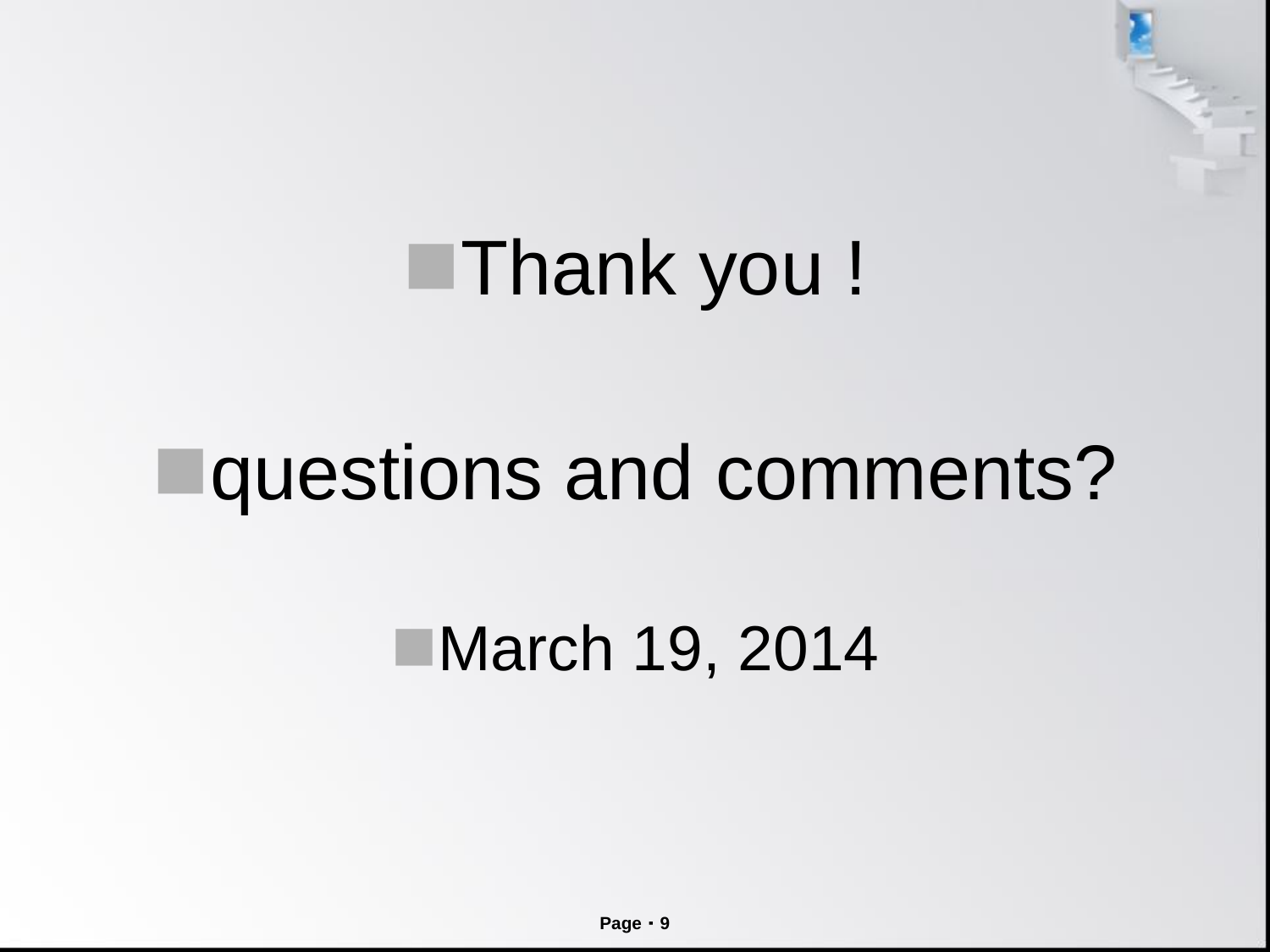- Thank you !

- questions and comments?

- March 19, 2014